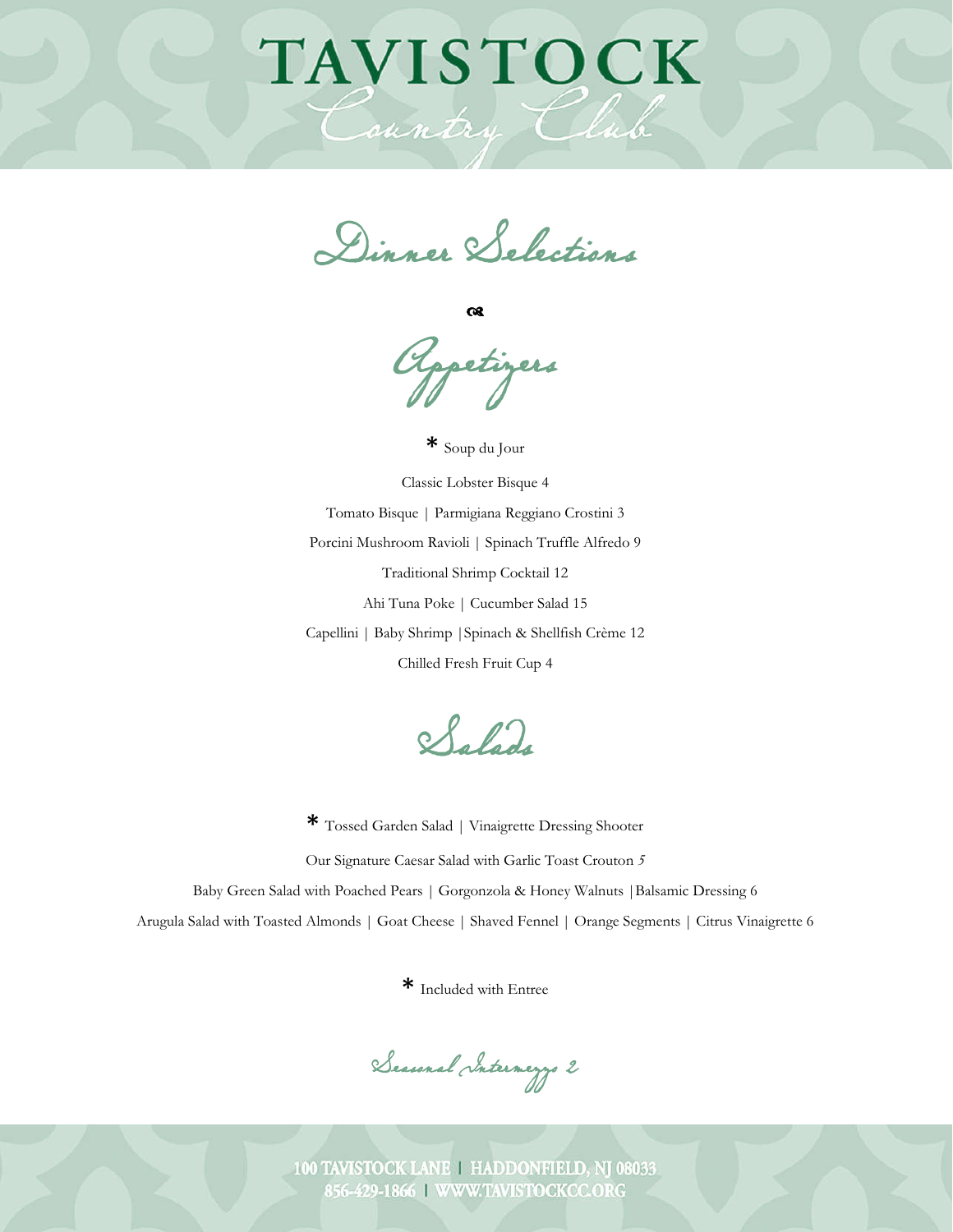# TAVISTOCK

## Country Club

## Dinner Selections

## Appetizers

* Soup du Jour

Classic Lobster Bisque 4

Tomato Bisque | Parmigiana Reggiano Crostini 3

Porcini Mushroom Ravioli | Spinach Truffle Alfredo 9

Traditional Shrimp Cocktail 12

Ahi Tuna Poke | Cucumber Salad 15

Capellini | Baby Shrimp |Spinach & Shellfish Crème 12

Chilled Fresh Fruit Cup 4

## Salads

* Tossed Garden Salad | Vinaigrette Dressing Shooter

Our Signature Caesar Salad with Garlic Toast Crouton *5*

Baby Green Salad with Poached Pears | Gorgonzola & Honey Walnuts |Balsamic Dressing 6

Arugula Salad with Toasted Almonds | Goat Cheese | Shaved Fennel | Orange Segments | Citrus Vinaigrette 6

* Included with Entree

## Seasonal Intermezzo 2

100 TAVISTOCK LANE | HADDONFIELD, NJ 08033
856-429-1866 | WWW.TAVISTOCKCC.ORG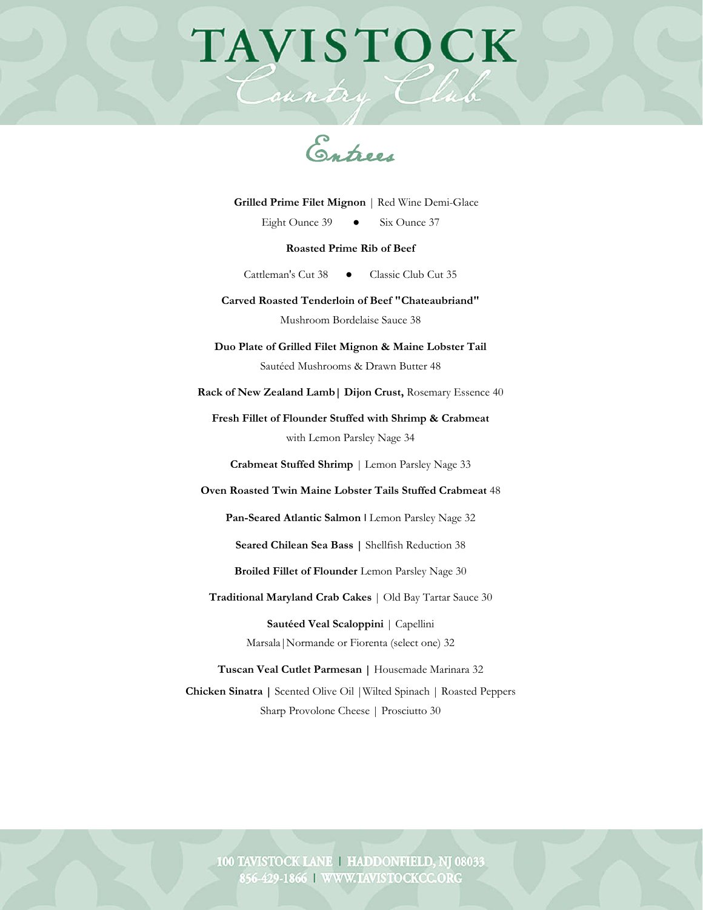# TAVISTOCK
## Country Club

## Entrees

**Grilled Prime Filet Mignon** | Red Wine Demi-Glace

Eight Ounce 39 ● Six Ounce 37

**Roasted Prime Rib of Beef**

Cattleman's Cut 38 ● Classic Club Cut 35

**Carved Roasted Tenderloin of Beef "Chateaubriand"**

Mushroom Bordelaise Sauce 38

**Duo Plate of Grilled Filet Mignon & Maine Lobster Tail**

Sautéed Mushrooms & Drawn Butter 48

**Rack of New Zealand Lamb| Dijon Crust,** Rosemary Essence 40

**Fresh Fillet of Flounder Stuffed with Shrimp & Crabmeat**

with Lemon Parsley Nage 34

**Crabmeat Stuffed Shrimp** | Lemon Parsley Nage 33

**Oven Roasted Twin Maine Lobster Tails Stuffed Crabmeat** 48

**Pan-Seared Atlantic Salmon** | Lemon Parsley Nage 32

**Seared Chilean Sea Bass |** Shellfish Reduction 38

**Broiled Fillet of Flounder** Lemon Parsley Nage 30

**Traditional Maryland Crab Cakes** | Old Bay Tartar Sauce 30

**Sautéed Veal Scaloppini** | Capellini

Marsala|Normande or Fiorenta (select one) 32

**Tuscan Veal Cutlet Parmesan |** Housemade Marinara 32

**Chicken Sinatra |** Scented Olive Oil |Wilted Spinach | Roasted Peppers

Sharp Provolone Cheese | Prosciutto 30

100 TAVISTOCK LANE | HADDONFIELD, NJ 08033
856-429-1866 | WWW.TAVISTOCKCC.ORG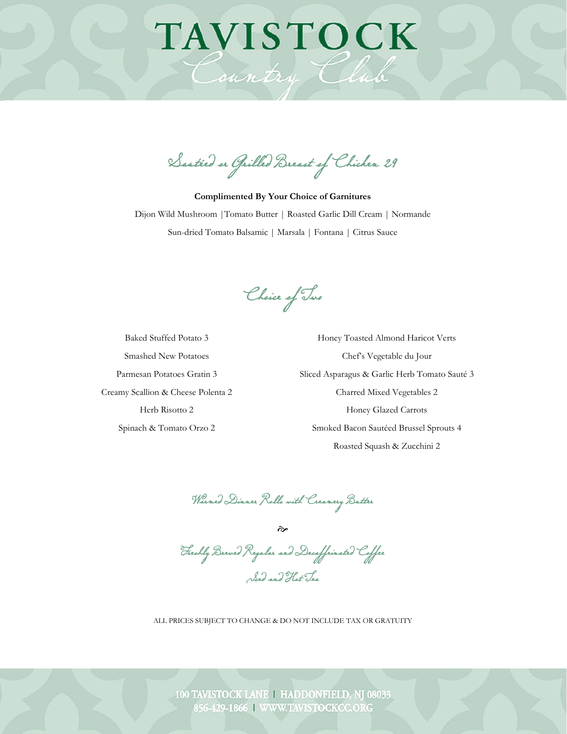# TAVISTOCK
## Country Club

## Sautéed or Grilled Breast of Chicken 29

**Complimented By Your Choice of Garnitures**

Dijon Wild Mushroom |Tomato Butter | Roasted Garlic Dill Cream | Normande

Sun-dried Tomato Balsamic | Marsala | Fontana | Citrus Sauce

## Choice of Two

Baked Stuffed Potato 3

Smashed New Potatoes

Parmesan Potatoes Gratin 3

Creamy Scallion & Cheese Polenta 2

Herb Risotto 2

Spinach & Tomato Orzo 2

Honey Toasted Almond Haricot Verts

Chef's Vegetable du Jour

Sliced Asparagus & Garlic Herb Tomato Sauté 3

Charred Mixed Vegetables 2

Honey Glazed Carrots

Smoked Bacon Sautéed Brussel Sprouts 4

Roasted Squash & Zucchini 2

*Warmed Dinner Rolls with Creamery Butter*

*Freshly Brewed Regular and Decaffeinated Coffee*

*Iced and Hot Tea*

ALL PRICES SUBJECT TO CHANGE & DO NOT INCLUDE TAX OR GRATUITY

100 TAVISTOCK LANE | HADDONFIELD, NJ 08033
856-429-1866 | WWW.TAVISTOCKCC.ORG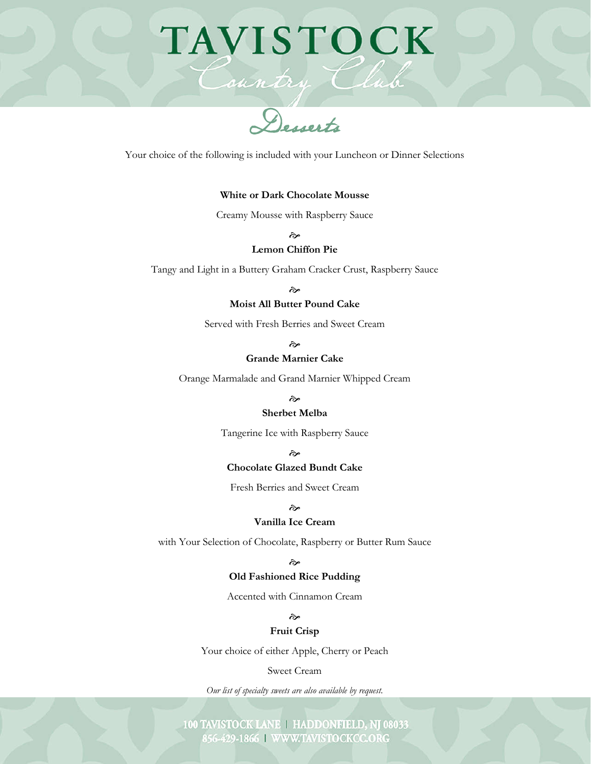# TAVISTOCK

Country Club

## Desserts

Your choice of the following is included with your Luncheon or Dinner Selections

**White or Dark Chocolate Mousse**

Creamy Mousse with Raspberry Sauce

**Lemon Chiffon Pie**

Tangy and Light in a Buttery Graham Cracker Crust, Raspberry Sauce

**Moist All Butter Pound Cake**

Served with Fresh Berries and Sweet Cream

**Grande Marnier Cake**

Orange Marmalade and Grand Marnier Whipped Cream

**Sherbet Melba**

Tangerine Ice with Raspberry Sauce

**Chocolate Glazed Bundt Cake**

Fresh Berries and Sweet Cream

**Vanilla Ice Cream**

with Your Selection of Chocolate, Raspberry or Butter Rum Sauce

**Old Fashioned Rice Pudding**

Accented with Cinnamon Cream

**Fruit Crisp**

Your choice of either Apple, Cherry or Peach

Sweet Cream

*Our list of specialty sweets are also available by request.*

100 TAVISTOCK LANE | HADDONFIELD, NJ 08033
856-429-1866 | WWW.TAVISTOCKCC.ORG